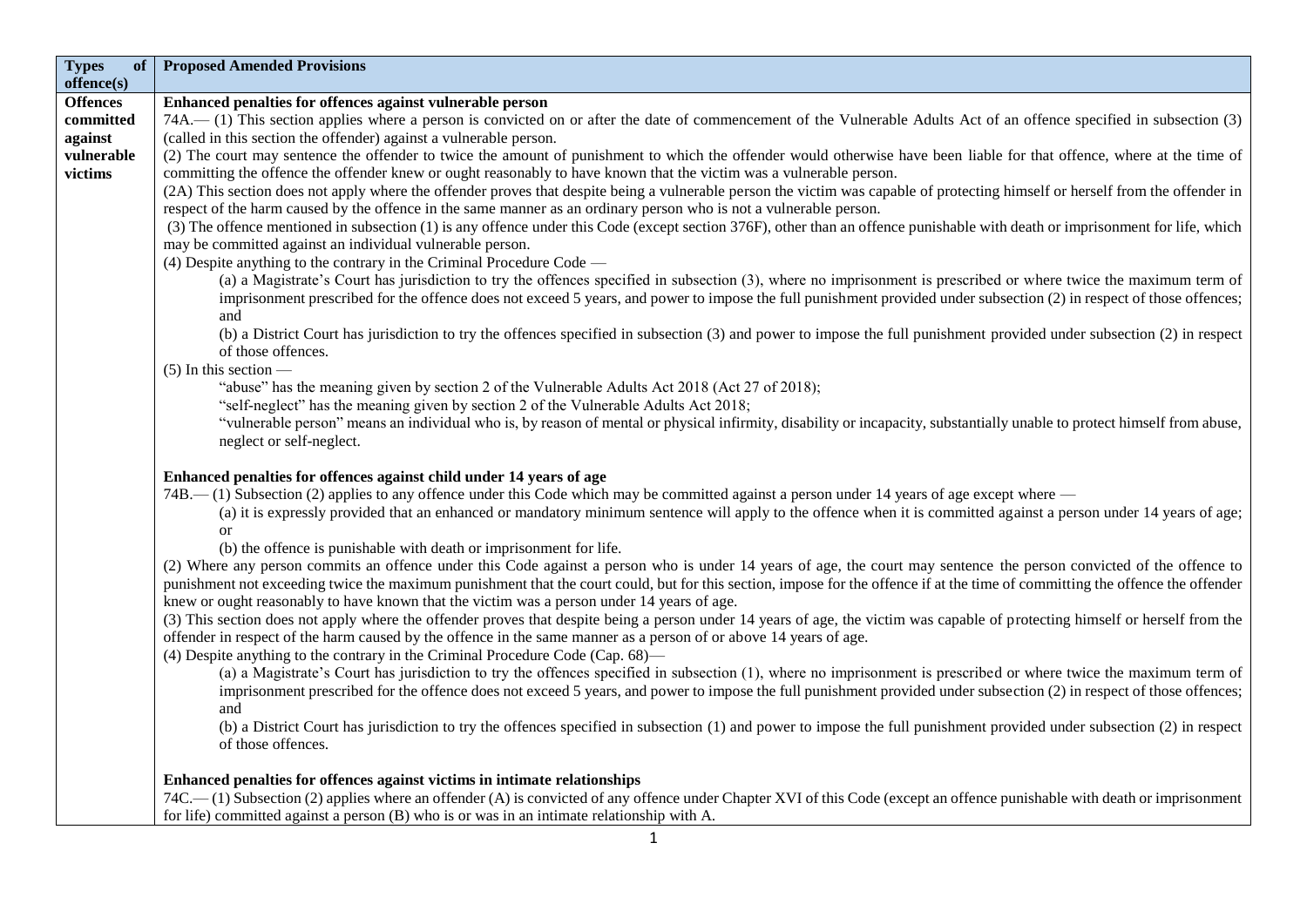| Types of offence(s) | Proposed Amended Provisions |
| --- | --- |
| Offences committed against vulnerable victims | **Enhanced penalties for offences against vulnerable person**<br>74A.— (1) This section applies where a person is convicted on or after the date of commencement of the Vulnerable Adults Act of an offence specified in subsection (3) (called in this section the offender) against a vulnerable person.<br>(2) The court may sentence the offender to twice the amount of punishment to which the offender would otherwise have been liable for that offence, where at the time of committing the offence the offender knew or ought reasonably to have known that the victim was a vulnerable person.<br>(2A) This section does not apply where the offender proves that despite being a vulnerable person the victim was capable of protecting himself or herself from the offender in respect of the harm caused by the offence in the same manner as an ordinary person who is not a vulnerable person.<br>(3) The offence mentioned in subsection (1) is any offence under this Code (except section 376F), other than an offence punishable with death or imprisonment for life, which may be committed against an individual vulnerable person.<br>(4) Despite anything to the contrary in the Criminal Procedure Code —<br>(a) a Magistrate's Court has jurisdiction to try the offences specified in subsection (3), where no imprisonment is prescribed or where twice the maximum term of imprisonment prescribed for the offence does not exceed 5 years, and power to impose the full punishment provided under subsection (2) in respect of those offences; and<br>(b) a District Court has jurisdiction to try the offences specified in subsection (3) and power to impose the full punishment provided under subsection (2) in respect of those offences.<br>(5) In this section —<br>"abuse" has the meaning given by section 2 of the Vulnerable Adults Act 2018 (Act 27 of 2018);<br>"self-neglect" has the meaning given by section 2 of the Vulnerable Adults Act 2018;<br>"vulnerable person" means an individual who is, by reason of mental or physical infirmity, disability or incapacity, substantially unable to protect himself from abuse, neglect or self-neglect.<br><br>**Enhanced penalties for offences against child under 14 years of age**<br>74B.— (1) Subsection (2) applies to any offence under this Code which may be committed against a person under 14 years of age except where —<br>(a) it is expressly provided that an enhanced or mandatory minimum sentence will apply to the offence when it is committed against a person under 14 years of age; or<br>(b) the offence is punishable with death or imprisonment for life.<br>(2) Where any person commits an offence under this Code against a person who is under 14 years of age, the court may sentence the person convicted of the offence to punishment not exceeding twice the maximum punishment that the court could, but for this section, impose for the offence if at the time of committing the offence the offender knew or ought reasonably to have known that the victim was a person under 14 years of age.<br>(3) This section does not apply where the offender proves that despite being a person under 14 years of age, the victim was capable of protecting himself or herself from the offender in respect of the harm caused by the offence in the same manner as a person of or above 14 years of age.<br>(4) Despite anything to the contrary in the Criminal Procedure Code (Cap. 68)—<br>(a) a Magistrate's Court has jurisdiction to try the offences specified in subsection (1), where no imprisonment is prescribed or where twice the maximum term of imprisonment prescribed for the offence does not exceed 5 years, and power to impose the full punishment provided under subsection (2) in respect of those offences; and<br>(b) a District Court has jurisdiction to try the offences specified in subsection (1) and power to impose the full punishment provided under subsection (2) in respect of those offences.<br><br>**Enhanced penalties for offences against victims in intimate relationships**<br>74C.— (1) Subsection (2) applies where an offender (A) is convicted of any offence under Chapter XVI of this Code (except an offence punishable with death or imprisonment for life) committed against a person (B) who is or was in an intimate relationship with A. |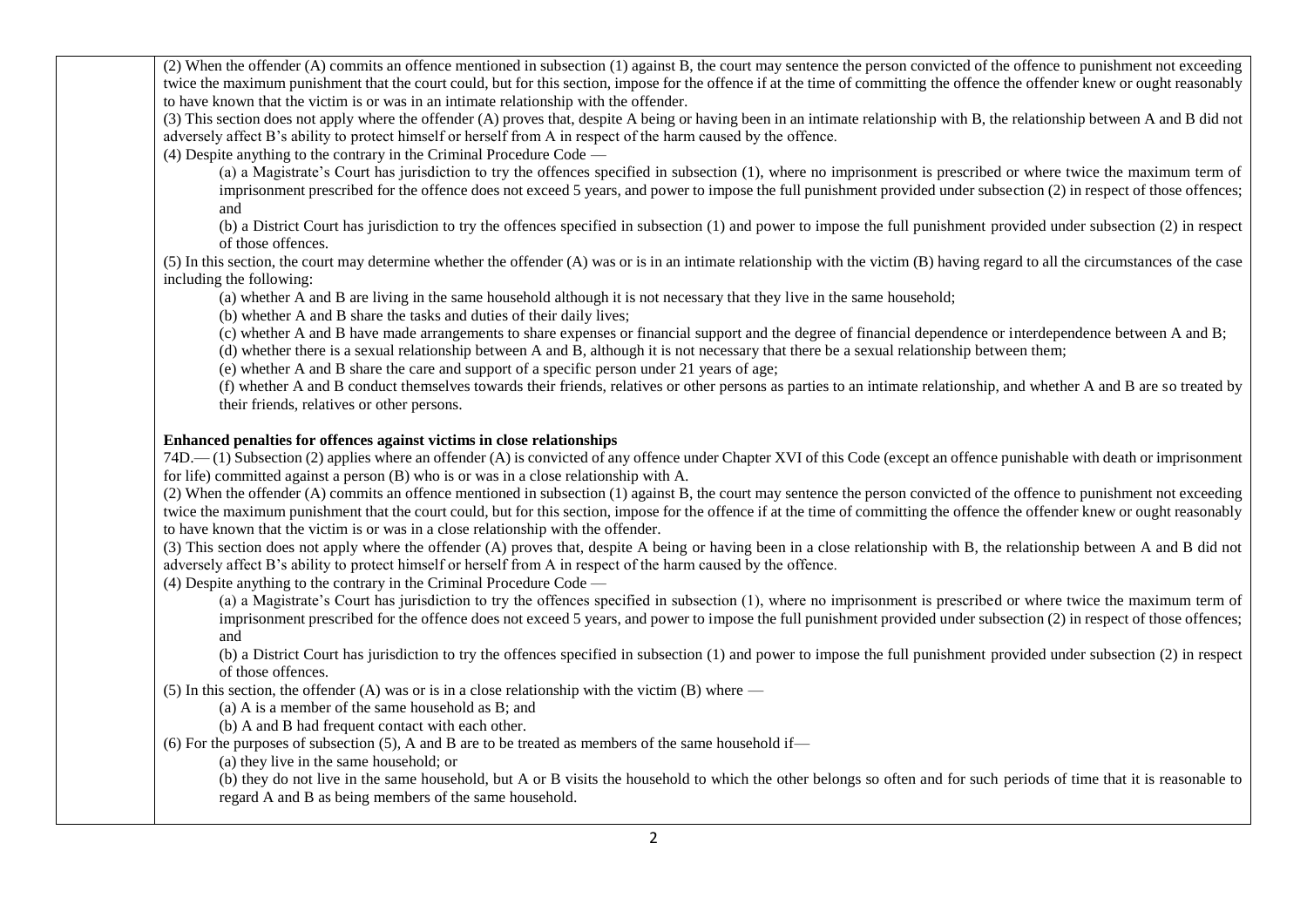(2) When the offender (A) commits an offence mentioned in subsection (1) against B, the court may sentence the person convicted of the offence to punishment not exceeding twice the maximum punishment that the court could, but for this section, impose for the offence if at the time of committing the offence the offender knew or ought reasonably to have known that the victim is or was in an intimate relationship with the offender.

(3) This section does not apply where the offender (A) proves that, despite A being or having been in an intimate relationship with B, the relationship between A and B did not adversely affect B's ability to protect himself or herself from A in respect of the harm caused by the offence.

(4) Despite anything to the contrary in the Criminal Procedure Code —

(a) a Magistrate's Court has jurisdiction to try the offences specified in subsection (1), where no imprisonment is prescribed or where twice the maximum term of imprisonment prescribed for the offence does not exceed 5 years, and power to impose the full punishment provided under subsection (2) in respect of those offences; and

(b) a District Court has jurisdiction to try the offences specified in subsection (1) and power to impose the full punishment provided under subsection (2) in respect of those offences.

(5) In this section, the court may determine whether the offender (A) was or is in an intimate relationship with the victim (B) having regard to all the circumstances of the case including the following:

(a) whether A and B are living in the same household although it is not necessary that they live in the same household;

(b) whether A and B share the tasks and duties of their daily lives;

(c) whether A and B have made arrangements to share expenses or financial support and the degree of financial dependence or interdependence between A and B;

(d) whether there is a sexual relationship between A and B, although it is not necessary that there be a sexual relationship between them;

(e) whether A and B share the care and support of a specific person under 21 years of age;

(f) whether A and B conduct themselves towards their friends, relatives or other persons as parties to an intimate relationship, and whether A and B are so treated by their friends, relatives or other persons.

**Enhanced penalties for offences against victims in close relationships**

74D.— (1) Subsection (2) applies where an offender (A) is convicted of any offence under Chapter XVI of this Code (except an offence punishable with death or imprisonment for life) committed against a person (B) who is or was in a close relationship with A.

(2) When the offender (A) commits an offence mentioned in subsection (1) against B, the court may sentence the person convicted of the offence to punishment not exceeding twice the maximum punishment that the court could, but for this section, impose for the offence if at the time of committing the offence the offender knew or ought reasonably to have known that the victim is or was in a close relationship with the offender.

(3) This section does not apply where the offender (A) proves that, despite A being or having been in a close relationship with B, the relationship between A and B did not adversely affect B's ability to protect himself or herself from A in respect of the harm caused by the offence.

(4) Despite anything to the contrary in the Criminal Procedure Code —

(a) a Magistrate's Court has jurisdiction to try the offences specified in subsection (1), where no imprisonment is prescribed or where twice the maximum term of imprisonment prescribed for the offence does not exceed 5 years, and power to impose the full punishment provided under subsection (2) in respect of those offences; and

(b) a District Court has jurisdiction to try the offences specified in subsection (1) and power to impose the full punishment provided under subsection (2) in respect of those offences.

(5) In this section, the offender (A) was or is in a close relationship with the victim (B) where —

(a) A is a member of the same household as B; and

(b) A and B had frequent contact with each other.

(6) For the purposes of subsection (5), A and B are to be treated as members of the same household if—

(a) they live in the same household; or

(b) they do not live in the same household, but A or B visits the household to which the other belongs so often and for such periods of time that it is reasonable to regard A and B as being members of the same household.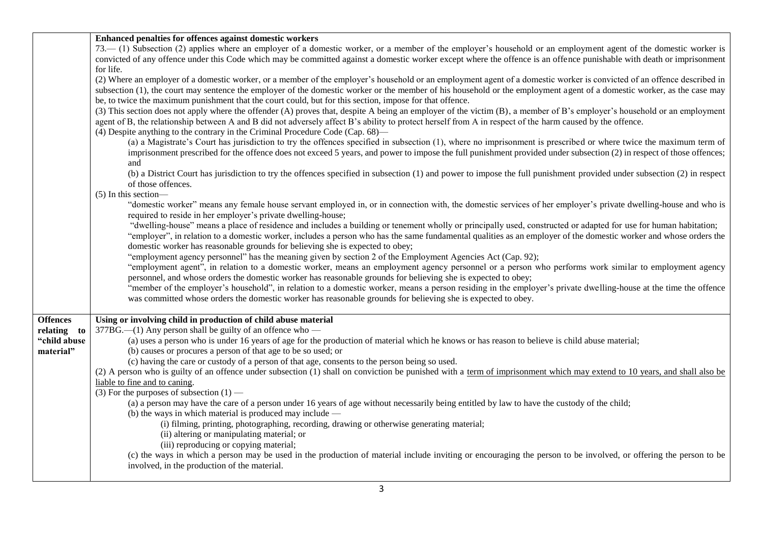| | |
|---|---|
| | **Enhanced penalties for offences against domestic workers**<br>73.— (1) Subsection (2) applies where an employer of a domestic worker, or a member of the employer's household or an employment agent of the domestic worker is convicted of any offence under this Code which may be committed against a domestic worker except where the offence is an offence punishable with death or imprisonment for life.<br>(2) Where an employer of a domestic worker, or a member of the employer's household or an employment agent of a domestic worker is convicted of an offence described in subsection (1), the court may sentence the employer of the domestic worker or the member of his household or the employment agent of a domestic worker, as the case may be, to twice the maximum punishment that the court could, but for this section, impose for that offence.<br>(3) This section does not apply where the offender (A) proves that, despite A being an employer of the victim (B), a member of B's employer's household or an employment agent of B, the relationship between A and B did not adversely affect B's ability to protect herself from A in respect of the harm caused by the offence.<br>(4) Despite anything to the contrary in the Criminal Procedure Code (Cap. 68)—<br>(a) a Magistrate's Court has jurisdiction to try the offences specified in subsection (1), where no imprisonment is prescribed or where twice the maximum term of imprisonment prescribed for the offence does not exceed 5 years, and power to impose the full punishment provided under subsection (2) in respect of those offences; and<br>(b) a District Court has jurisdiction to try the offences specified in subsection (1) and power to impose the full punishment provided under subsection (2) in respect of those offences.<br>(5) In this section—<br>"domestic worker" means any female house servant employed in, or in connection with, the domestic services of her employer's private dwelling-house and who is required to reside in her employer's private dwelling-house;<br>"dwelling-house" means a place of residence and includes a building or tenement wholly or principally used, constructed or adapted for use for human habitation;<br>"employer", in relation to a domestic worker, includes a person who has the same fundamental qualities as an employer of the domestic worker and whose orders the domestic worker has reasonable grounds for believing she is expected to obey;<br>"employment agency personnel" has the meaning given by section 2 of the Employment Agencies Act (Cap. 92);<br>"employment agent", in relation to a domestic worker, means an employment agency personnel or a person who performs work similar to employment agency personnel, and whose orders the domestic worker has reasonable grounds for believing she is expected to obey;<br>"member of the employer's household", in relation to a domestic worker, means a person residing in the employer's private dwelling-house at the time the offence was committed whose orders the domestic worker has reasonable grounds for believing she is expected to obey. |
| **Offences relating to "child abuse material"** | **Using or involving child in production of child abuse material**<br>377BG.—(1) Any person shall be guilty of an offence who —<br>(a) uses a person who is under 16 years of age for the production of material which he knows or has reason to believe is child abuse material;<br>(b) causes or procures a person of that age to be so used; or<br>(c) having the care or custody of a person of that age, consents to the person being so used.<br>(2) A person who is guilty of an offence under subsection (1) shall on conviction be punished with a <u>term of imprisonment which may extend to 10 years, and shall also be liable to fine and to caning</u>.<br>(3) For the purposes of subsection (1) —<br>(a) a person may have the care of a person under 16 years of age without necessarily being entitled by law to have the custody of the child;<br>(b) the ways in which material is produced may include —<br>(i) filming, printing, photographing, recording, drawing or otherwise generating material;<br>(ii) altering or manipulating material; or<br>(iii) reproducing or copying material;<br>(c) the ways in which a person may be used in the production of material include inviting or encouraging the person to be involved, or offering the person to be involved, in the production of the material. |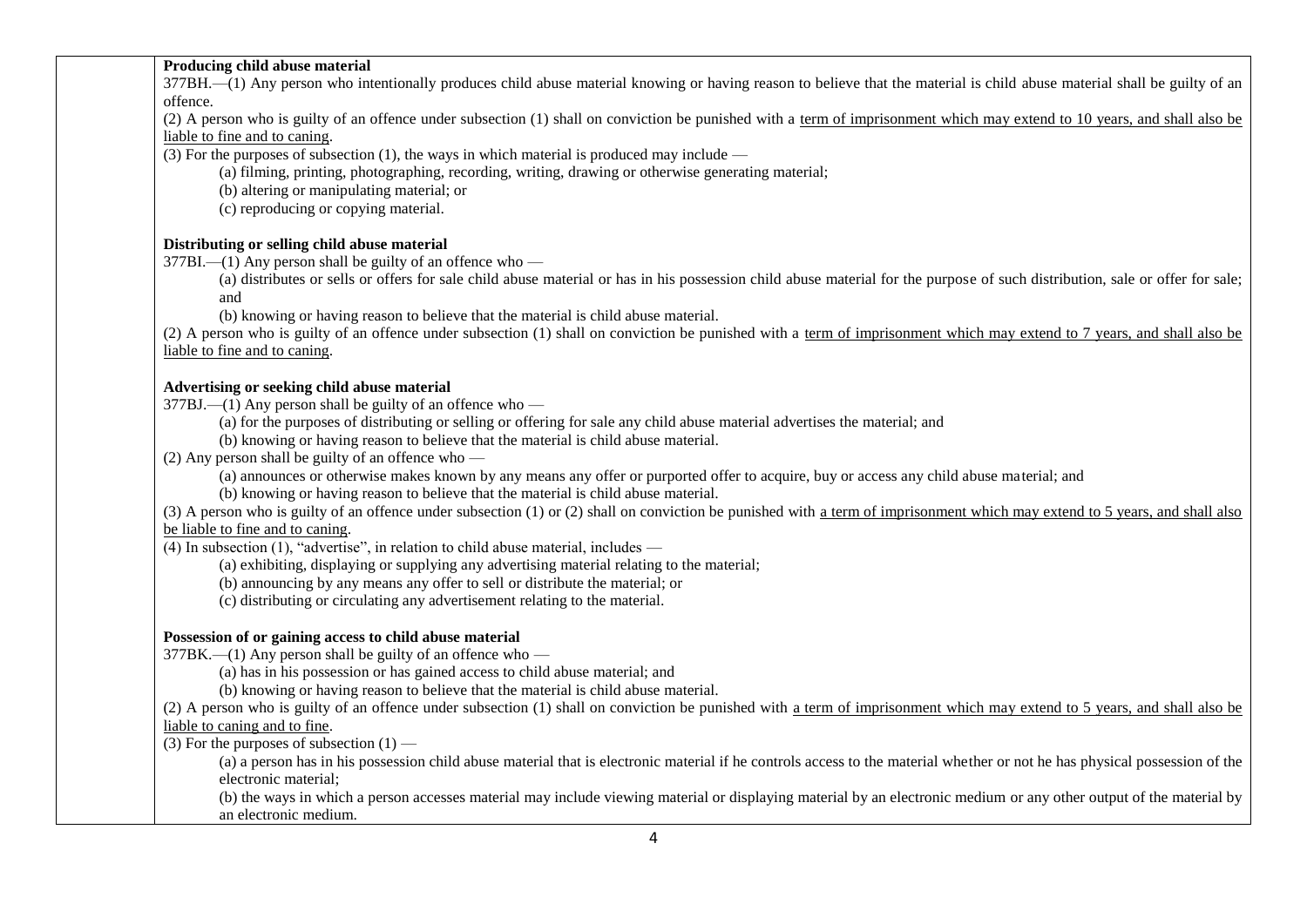**Producing child abuse material**

377BH.—(1) Any person who intentionally produces child abuse material knowing or having reason to believe that the material is child abuse material shall be guilty of an offence.

(2) A person who is guilty of an offence under subsection (1) shall on conviction be punished with a <u>term of imprisonment which may extend to 10 years, and shall also be liable to fine and to caning</u>.

(3) For the purposes of subsection (1), the ways in which material is produced may include —

(a) filming, printing, photographing, recording, writing, drawing or otherwise generating material;

(b) altering or manipulating material; or

(c) reproducing or copying material.

**Distributing or selling child abuse material**

377BI.—(1) Any person shall be guilty of an offence who —

(a) distributes or sells or offers for sale child abuse material or has in his possession child abuse material for the purpose of such distribution, sale or offer for sale; and

(b) knowing or having reason to believe that the material is child abuse material.

(2) A person who is guilty of an offence under subsection (1) shall on conviction be punished with a <u>term of imprisonment which may extend to 7 years, and shall also be liable to fine and to caning</u>.

**Advertising or seeking child abuse material**

377BJ.—(1) Any person shall be guilty of an offence who —

(a) for the purposes of distributing or selling or offering for sale any child abuse material advertises the material; and

(b) knowing or having reason to believe that the material is child abuse material.

(2) Any person shall be guilty of an offence who —

(a) announces or otherwise makes known by any means any offer or purported offer to acquire, buy or access any child abuse material; and

(b) knowing or having reason to believe that the material is child abuse material.

(3) A person who is guilty of an offence under subsection (1) or (2) shall on conviction be punished with <u>a term of imprisonment which may extend to 5 years, and shall also be liable to fine and to caning</u>.

(4) In subsection (1), "advertise", in relation to child abuse material, includes —

(a) exhibiting, displaying or supplying any advertising material relating to the material;

(b) announcing by any means any offer to sell or distribute the material; or

(c) distributing or circulating any advertisement relating to the material.

**Possession of or gaining access to child abuse material**

377BK.—(1) Any person shall be guilty of an offence who —

(a) has in his possession or has gained access to child abuse material; and

(b) knowing or having reason to believe that the material is child abuse material.

(2) A person who is guilty of an offence under subsection (1) shall on conviction be punished with <u>a term of imprisonment which may extend to 5 years, and shall also be liable to caning and to fine</u>.

(3) For the purposes of subsection (1) —

(a) a person has in his possession child abuse material that is electronic material if he controls access to the material whether or not he has physical possession of the electronic material;

(b) the ways in which a person accesses material may include viewing material or displaying material by an electronic medium or any other output of the material by an electronic medium.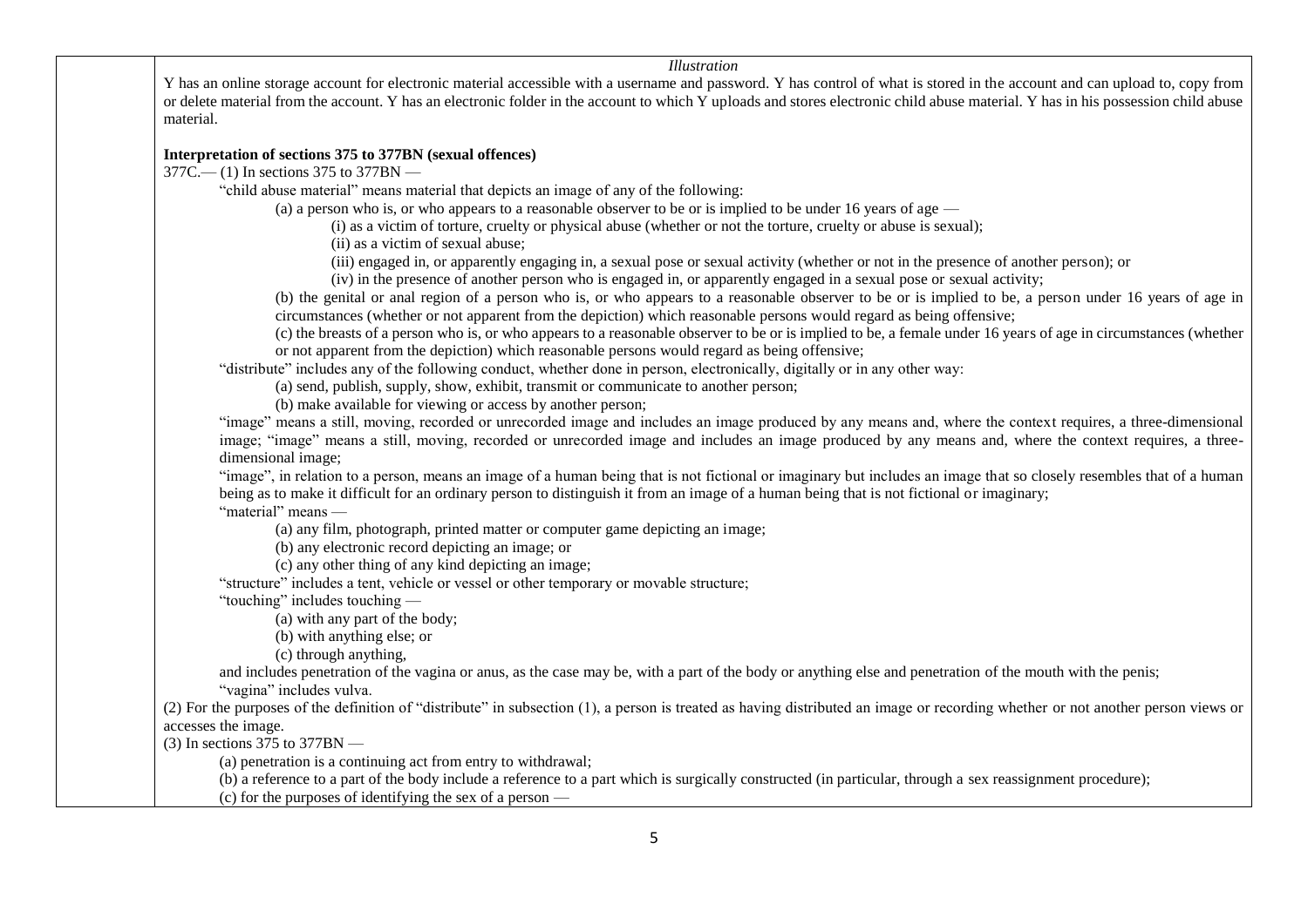*Illustration*

Y has an online storage account for electronic material accessible with a username and password. Y has control of what is stored in the account and can upload to, copy from or delete material from the account. Y has an electronic folder in the account to which Y uploads and stores electronic child abuse material. Y has in his possession child abuse material.

**Interpretation of sections 375 to 377BN (sexual offences)**

377C.— (1) In sections 375 to 377BN —

"child abuse material" means material that depicts an image of any of the following:

(a) a person who is, or who appears to a reasonable observer to be or is implied to be under 16 years of age —

(i) as a victim of torture, cruelty or physical abuse (whether or not the torture, cruelty or abuse is sexual);

(ii) as a victim of sexual abuse;

(iii) engaged in, or apparently engaging in, a sexual pose or sexual activity (whether or not in the presence of another person); or

(iv) in the presence of another person who is engaged in, or apparently engaged in a sexual pose or sexual activity;

(b) the genital or anal region of a person who is, or who appears to a reasonable observer to be or is implied to be, a person under 16 years of age in circumstances (whether or not apparent from the depiction) which reasonable persons would regard as being offensive;

(c) the breasts of a person who is, or who appears to a reasonable observer to be or is implied to be, a female under 16 years of age in circumstances (whether or not apparent from the depiction) which reasonable persons would regard as being offensive;

"distribute" includes any of the following conduct, whether done in person, electronically, digitally or in any other way:

(a) send, publish, supply, show, exhibit, transmit or communicate to another person;

(b) make available for viewing or access by another person;

"image" means a still, moving, recorded or unrecorded image and includes an image produced by any means and, where the context requires, a three-dimensional image; "image" means a still, moving, recorded or unrecorded image and includes an image produced by any means and, where the context requires, a three-dimensional image;

"image", in relation to a person, means an image of a human being that is not fictional or imaginary but includes an image that so closely resembles that of a human being as to make it difficult for an ordinary person to distinguish it from an image of a human being that is not fictional or imaginary;

"material" means —

(a) any film, photograph, printed matter or computer game depicting an image;

(b) any electronic record depicting an image; or

(c) any other thing of any kind depicting an image;

"structure" includes a tent, vehicle or vessel or other temporary or movable structure;

"touching" includes touching —

(a) with any part of the body;

(b) with anything else; or

(c) through anything,

and includes penetration of the vagina or anus, as the case may be, with a part of the body or anything else and penetration of the mouth with the penis;

"vagina" includes vulva.

(2) For the purposes of the definition of "distribute" in subsection (1), a person is treated as having distributed an image or recording whether or not another person views or accesses the image.

(3) In sections 375 to 377BN —

(a) penetration is a continuing act from entry to withdrawal;

(b) a reference to a part of the body include a reference to a part which is surgically constructed (in particular, through a sex reassignment procedure);

(c) for the purposes of identifying the sex of a person —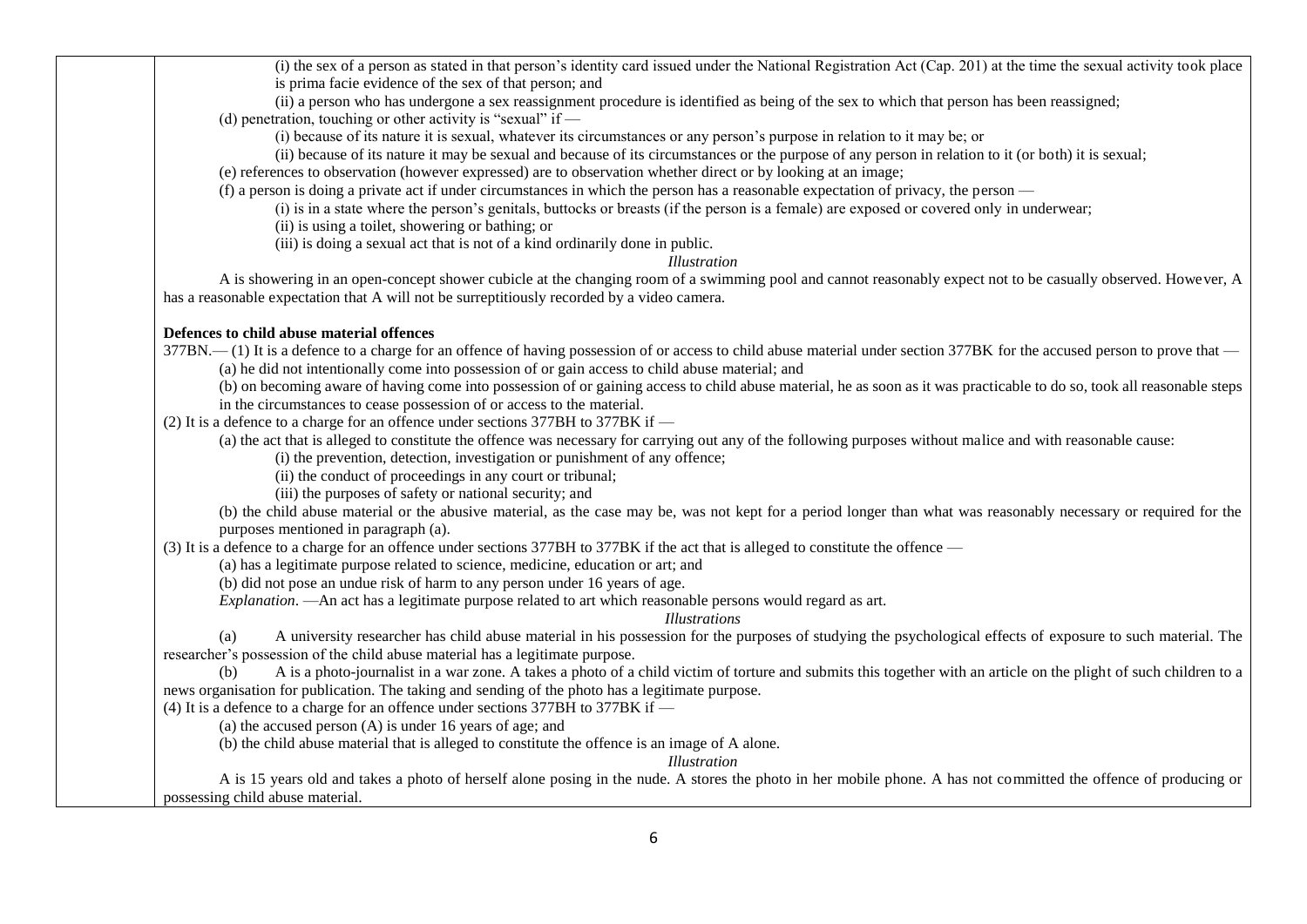(i) the sex of a person as stated in that person's identity card issued under the National Registration Act (Cap. 201) at the time the sexual activity took place is prima facie evidence of the sex of that person; and

(ii) a person who has undergone a sex reassignment procedure is identified as being of the sex to which that person has been reassigned;

(d) penetration, touching or other activity is "sexual" if —

(i) because of its nature it is sexual, whatever its circumstances or any person's purpose in relation to it may be; or

(ii) because of its nature it may be sexual and because of its circumstances or the purpose of any person in relation to it (or both) it is sexual;

(e) references to observation (however expressed) are to observation whether direct or by looking at an image;

(f) a person is doing a private act if under circumstances in which the person has a reasonable expectation of privacy, the person —

(i) is in a state where the person's genitals, buttocks or breasts (if the person is a female) are exposed or covered only in underwear;

(ii) is using a toilet, showering or bathing; or

(iii) is doing a sexual act that is not of a kind ordinarily done in public.

*Illustration*

A is showering in an open-concept shower cubicle at the changing room of a swimming pool and cannot reasonably expect not to be casually observed. However, A has a reasonable expectation that A will not be surreptitiously recorded by a video camera.

**Defences to child abuse material offences**

377BN.— (1) It is a defence to a charge for an offence of having possession of or access to child abuse material under section 377BK for the accused person to prove that —

(a) he did not intentionally come into possession of or gain access to child abuse material; and

(b) on becoming aware of having come into possession of or gaining access to child abuse material, he as soon as it was practicable to do so, took all reasonable steps in the circumstances to cease possession of or access to the material.

(2) It is a defence to a charge for an offence under sections 377BH to 377BK if —

(a) the act that is alleged to constitute the offence was necessary for carrying out any of the following purposes without malice and with reasonable cause:

(i) the prevention, detection, investigation or punishment of any offence;

(ii) the conduct of proceedings in any court or tribunal;

(iii) the purposes of safety or national security; and

(b) the child abuse material or the abusive material, as the case may be, was not kept for a period longer than what was reasonably necessary or required for the purposes mentioned in paragraph (a).

(3) It is a defence to a charge for an offence under sections 377BH to 377BK if the act that is alleged to constitute the offence —

(a) has a legitimate purpose related to science, medicine, education or art; and

(b) did not pose an undue risk of harm to any person under 16 years of age.

*Explanation*. —An act has a legitimate purpose related to art which reasonable persons would regard as art.

*Illustrations*

(a) A university researcher has child abuse material in his possession for the purposes of studying the psychological effects of exposure to such material. The researcher's possession of the child abuse material has a legitimate purpose.

(b) A is a photo-journalist in a war zone. A takes a photo of a child victim of torture and submits this together with an article on the plight of such children to a news organisation for publication. The taking and sending of the photo has a legitimate purpose.

(4) It is a defence to a charge for an offence under sections 377BH to 377BK if —

(a) the accused person (A) is under 16 years of age; and

(b) the child abuse material that is alleged to constitute the offence is an image of A alone.

*Illustration*

A is 15 years old and takes a photo of herself alone posing in the nude. A stores the photo in her mobile phone. A has not committed the offence of producing or possessing child abuse material.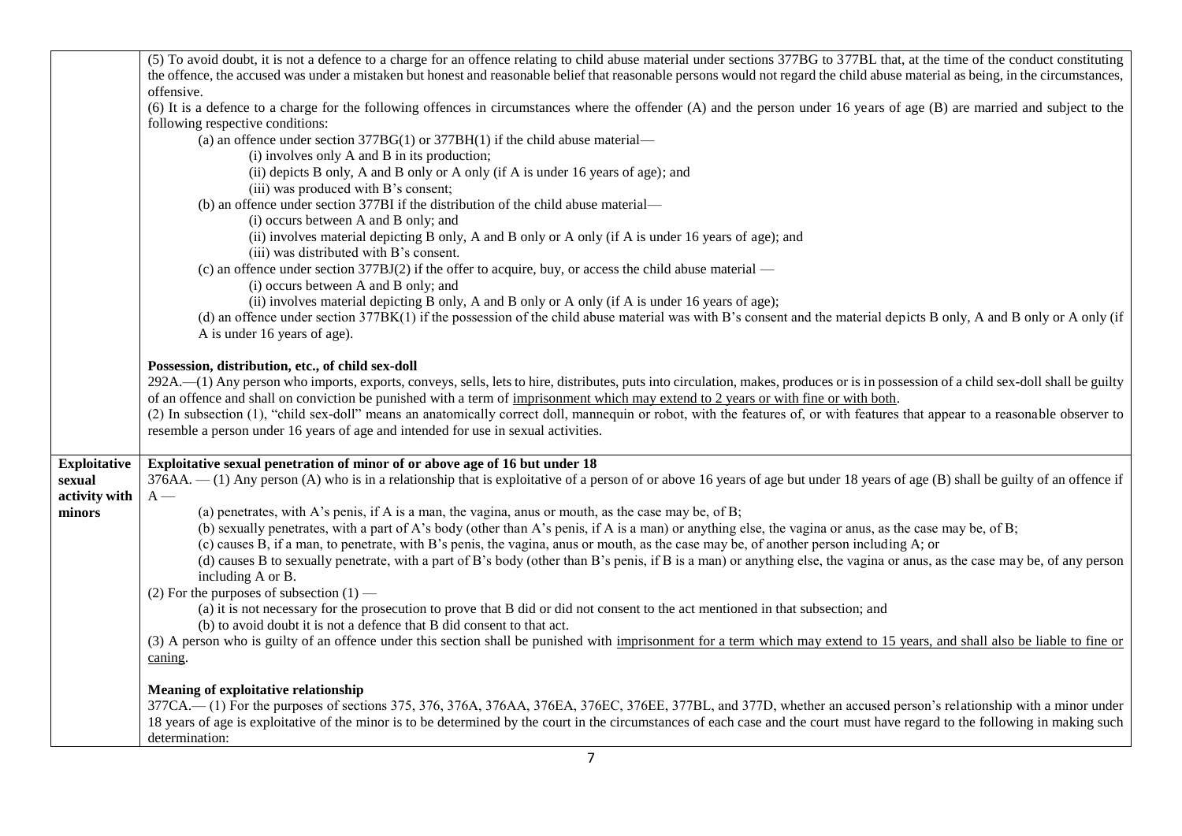| | |
|---|---|
| | (5) To avoid doubt, it is not a defence to a charge for an offence relating to child abuse material under sections 377BG to 377BL that, at the time of the conduct constituting the offence, the accused was under a mistaken but honest and reasonable belief that reasonable persons would not regard the child abuse material as being, in the circumstances, offensive.<br>(6) It is a defence to a charge for the following offences in circumstances where the offender (A) and the person under 16 years of age (B) are married and subject to the following respective conditions:<br>(a) an offence under section 377BG(1) or 377BH(1) if the child abuse material—<br>(i) involves only A and B in its production;<br>(ii) depicts B only, A and B only or A only (if A is under 16 years of age); and<br>(iii) was produced with B's consent;<br>(b) an offence under section 377BI if the distribution of the child abuse material—<br>(i) occurs between A and B only; and<br>(ii) involves material depicting B only, A and B only or A only (if A is under 16 years of age); and<br>(iii) was distributed with B's consent.<br>(c) an offence under section 377BJ(2) if the offer to acquire, buy, or access the child abuse material —<br>(i) occurs between A and B only; and<br>(ii) involves material depicting B only, A and B only or A only (if A is under 16 years of age);<br>(d) an offence under section 377BK(1) if the possession of the child abuse material was with B's consent and the material depicts B only, A and B only or A only (if A is under 16 years of age).<br><br>**Possession, distribution, etc., of child sex-doll**<br>292A.—(1) Any person who imports, exports, conveys, sells, lets to hire, distributes, puts into circulation, makes, produces or is in possession of a child sex-doll shall be guilty of an offence and shall on conviction be punished with a term of <u>imprisonment which may extend to 2 years or with fine or with both</u>.<br>(2) In subsection (1), "child sex-doll" means an anatomically correct doll, mannequin or robot, with the features of, or with features that appear to a reasonable observer to resemble a person under 16 years of age and intended for use in sexual activities. |
| **Exploitative sexual activity with minors** | **Exploitative sexual penetration of minor of or above age of 16 but under 18**<br>376AA. — (1) Any person (A) who is in a relationship that is exploitative of a person of or above 16 years of age but under 18 years of age (B) shall be guilty of an offence if A —<br>(a) penetrates, with A's penis, if A is a man, the vagina, anus or mouth, as the case may be, of B;<br>(b) sexually penetrates, with a part of A's body (other than A's penis, if A is a man) or anything else, the vagina or anus, as the case may be, of B;<br>(c) causes B, if a man, to penetrate, with B's penis, the vagina, anus or mouth, as the case may be, of another person including A; or<br>(d) causes B to sexually penetrate, with a part of B's body (other than B's penis, if B is a man) or anything else, the vagina or anus, as the case may be, of any person including A or B.<br>(2) For the purposes of subsection (1) —<br>(a) it is not necessary for the prosecution to prove that B did or did not consent to the act mentioned in that subsection; and<br>(b) to avoid doubt it is not a defence that B did consent to that act.<br>(3) A person who is guilty of an offence under this section shall be punished with <u>imprisonment for a term which may extend to 15 years, and shall also be liable to fine or caning</u>.<br><br>**Meaning of exploitative relationship**<br>377CA.— (1) For the purposes of sections 375, 376, 376A, 376AA, 376EA, 376EC, 376EE, 377BL, and 377D, whether an accused person's relationship with a minor under 18 years of age is exploitative of the minor is to be determined by the court in the circumstances of each case and the court must have regard to the following in making such determination: |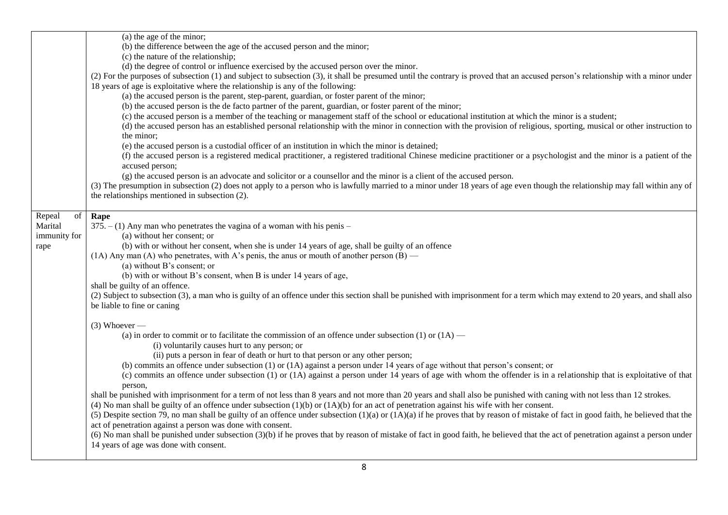| | |
|---|---|
| | (a) the age of the minor;<br>(b) the difference between the age of the accused person and the minor;<br>(c) the nature of the relationship;<br>(d) the degree of control or influence exercised by the accused person over the minor.<br>(2) For the purposes of subsection (1) and subject to subsection (3), it shall be presumed until the contrary is proved that an accused person's relationship with a minor under 18 years of age is exploitative where the relationship is any of the following:<br>(a) the accused person is the parent, step-parent, guardian, or foster parent of the minor;<br>(b) the accused person is the de facto partner of the parent, guardian, or foster parent of the minor;<br>(c) the accused person is a member of the teaching or management staff of the school or educational institution at which the minor is a student;<br>(d) the accused person has an established personal relationship with the minor in connection with the provision of religious, sporting, musical or other instruction to the minor;<br>(e) the accused person is a custodial officer of an institution in which the minor is detained;<br>(f) the accused person is a registered medical practitioner, a registered traditional Chinese medicine practitioner or a psychologist and the minor is a patient of the accused person;<br>(g) the accused person is an advocate and solicitor or a counsellor and the minor is a client of the accused person.<br>(3) The presumption in subsection (2) does not apply to a person who is lawfully married to a minor under 18 years of age even though the relationship may fall within any of the relationships mentioned in subsection (2). |
| Repeal of Marital immunity for rape | **Rape**<br>375. – (1) Any man who penetrates the vagina of a woman with his penis –<br>(a) without her consent; or<br>(b) with or without her consent, when she is under 14 years of age, shall be guilty of an offence<br>(1A) Any man (A) who penetrates, with A's penis, the anus or mouth of another person (B) —<br>(a) without B's consent; or<br>(b) with or without B's consent, when B is under 14 years of age,<br>shall be guilty of an offence.<br>(2) Subject to subsection (3), a man who is guilty of an offence under this section shall be punished with imprisonment for a term which may extend to 20 years, and shall also be liable to fine or caning<br><br>(3) Whoever —<br>(a) in order to commit or to facilitate the commission of an offence under subsection (1) or (1A) —<br>(i) voluntarily causes hurt to any person; or<br>(ii) puts a person in fear of death or hurt to that person or any other person;<br>(b) commits an offence under subsection (1) or (1A) against a person under 14 years of age without that person's consent; or<br>(c) commits an offence under subsection (1) or (1A) against a person under 14 years of age with whom the offender is in a relationship that is exploitative of that person,<br>shall be punished with imprisonment for a term of not less than 8 years and not more than 20 years and shall also be punished with caning with not less than 12 strokes.<br>(4) No man shall be guilty of an offence under subsection (1)(b) or (1A)(b) for an act of penetration against his wife with her consent.<br>(5) Despite section 79, no man shall be guilty of an offence under subsection (1)(a) or (1A)(a) if he proves that by reason of mistake of fact in good faith, he believed that the act of penetration against a person was done with consent.<br>(6) No man shall be punished under subsection (3)(b) if he proves that by reason of mistake of fact in good faith, he believed that the act of penetration against a person under 14 years of age was done with consent. |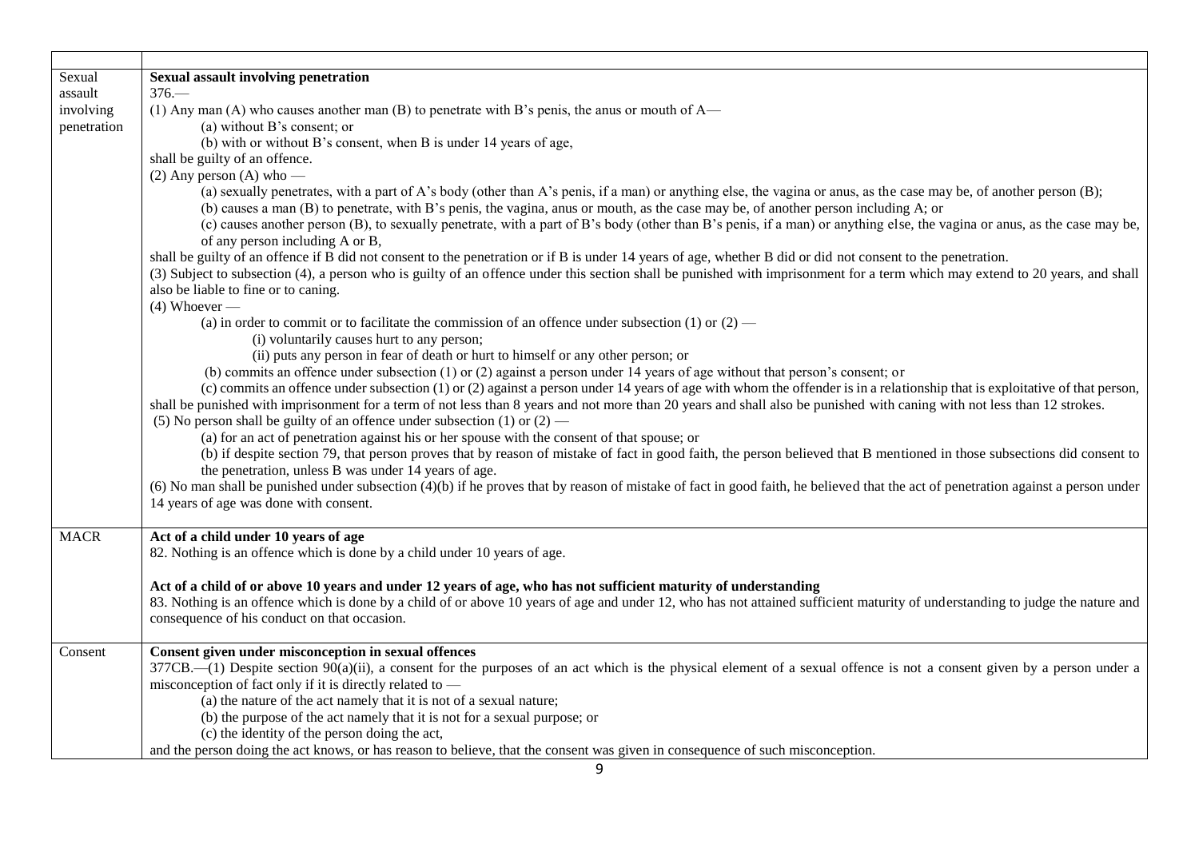| | |
|---|---|
| Sexual assault involving penetration | **Sexual assault involving penetration**<br>376.—<br>(1) Any man (A) who causes another man (B) to penetrate with B's penis, the anus or mouth of A—<br>(a) without B's consent; or<br>(b) with or without B's consent, when B is under 14 years of age,<br>shall be guilty of an offence.<br>(2) Any person (A) who —<br>(a) sexually penetrates, with a part of A's body (other than A's penis, if a man) or anything else, the vagina or anus, as the case may be, of another person (B);<br>(b) causes a man (B) to penetrate, with B's penis, the vagina, anus or mouth, as the case may be, of another person including A; or<br>(c) causes another person (B), to sexually penetrate, with a part of B's body (other than B's penis, if a man) or anything else, the vagina or anus, as the case may be, of any person including A or B,<br>shall be guilty of an offence if B did not consent to the penetration or if B is under 14 years of age, whether B did or did not consent to the penetration.<br>(3) Subject to subsection (4), a person who is guilty of an offence under this section shall be punished with imprisonment for a term which may extend to 20 years, and shall also be liable to fine or to caning.<br>(4) Whoever —<br>(a) in order to commit or to facilitate the commission of an offence under subsection (1) or (2) —<br>(i) voluntarily causes hurt to any person;<br>(ii) puts any person in fear of death or hurt to himself or any other person; or<br>(b) commits an offence under subsection (1) or (2) against a person under 14 years of age without that person's consent; or<br>(c) commits an offence under subsection (1) or (2) against a person under 14 years of age with whom the offender is in a relationship that is exploitative of that person,<br>shall be punished with imprisonment for a term of not less than 8 years and not more than 20 years and shall also be punished with caning with not less than 12 strokes.<br>(5) No person shall be guilty of an offence under subsection (1) or (2) —<br>(a) for an act of penetration against his or her spouse with the consent of that spouse; or<br>(b) if despite section 79, that person proves that by reason of mistake of fact in good faith, the person believed that B mentioned in those subsections did consent to the penetration, unless B was under 14 years of age.<br>(6) No man shall be punished under subsection (4)(b) if he proves that by reason of mistake of fact in good faith, he believed that the act of penetration against a person under 14 years of age was done with consent. |
| MACR | **Act of a child under 10 years of age**<br>82. Nothing is an offence which is done by a child under 10 years of age.<br><br>**Act of a child of or above 10 years and under 12 years of age, who has not sufficient maturity of understanding**<br>83. Nothing is an offence which is done by a child of or above 10 years of age and under 12, who has not attained sufficient maturity of understanding to judge the nature and consequence of his conduct on that occasion. |
| Consent | **Consent given under misconception in sexual offences**<br>377CB.—(1) Despite section 90(a)(ii), a consent for the purposes of an act which is the physical element of a sexual offence is not a consent given by a person under a misconception of fact only if it is directly related to —<br>(a) the nature of the act namely that it is not of a sexual nature;<br>(b) the purpose of the act namely that it is not for a sexual purpose; or<br>(c) the identity of the person doing the act,<br>and the person doing the act knows, or has reason to believe, that the consent was given in consequence of such misconception. |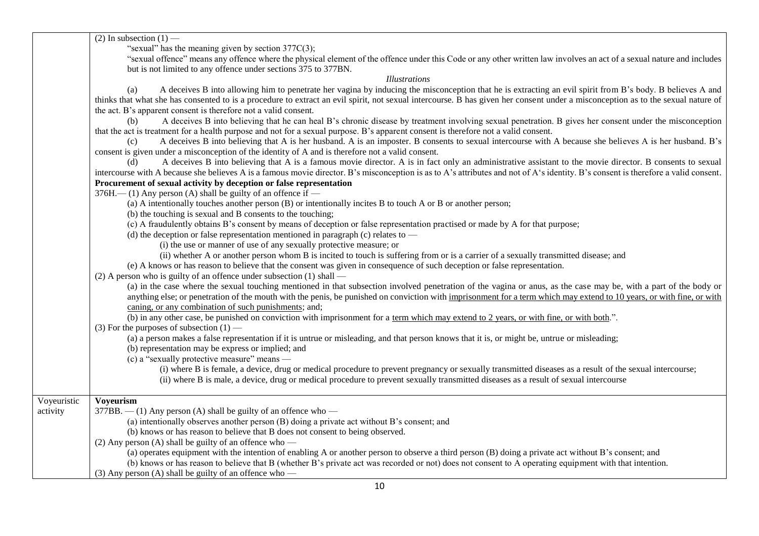| | |
|---|---|
| | (2) In subsection (1) —<br>"sexual" has the meaning given by section 377C(3);<br>"sexual offence" means any offence where the physical element of the offence under this Code or any other written law involves an act of a sexual nature and includes but is not limited to any offence under sections 375 to 377BN.<br>*Illustrations*<br>(a) A deceives B into allowing him to penetrate her vagina by inducing the misconception that he is extracting an evil spirit from B's body. B believes A and thinks that what she has consented to is a procedure to extract an evil spirit, not sexual intercourse. B has given her consent under a misconception as to the sexual nature of the act. B's apparent consent is therefore not a valid consent.<br>(b) A deceives B into believing that he can heal B's chronic disease by treatment involving sexual penetration. B gives her consent under the misconception that the act is treatment for a health purpose and not for a sexual purpose. B's apparent consent is therefore not a valid consent.<br>(c) A deceives B into believing that A is her husband. A is an imposter. B consents to sexual intercourse with A because she believes A is her husband. B's consent is given under a misconception of the identity of A and is therefore not a valid consent.<br>(d) A deceives B into believing that A is a famous movie director. A is in fact only an administrative assistant to the movie director. B consents to sexual intercourse with A because she believes A is a famous movie director. B's misconception is as to A's attributes and not of A's identity. B's consent is therefore a valid consent.<br>**Procurement of sexual activity by deception or false representation**<br>376H.— (1) Any person (A) shall be guilty of an offence if —<br>(a) A intentionally touches another person (B) or intentionally incites B to touch A or B or another person;<br>(b) the touching is sexual and B consents to the touching;<br>(c) A fraudulently obtains B's consent by means of deception or false representation practised or made by A for that purpose;<br>(d) the deception or false representation mentioned in paragraph (c) relates to —<br>(i) the use or manner of use of any sexually protective measure; or<br>(ii) whether A or another person whom B is incited to touch is suffering from or is a carrier of a sexually transmitted disease; and<br>(e) A knows or has reason to believe that the consent was given in consequence of such deception or false representation.<br>(2) A person who is guilty of an offence under subsection (1) shall —<br>(a) in the case where the sexual touching mentioned in that subsection involved penetration of the vagina or anus, as the case may be, with a part of the body or anything else; or penetration of the mouth with the penis, be punished on conviction with <u>imprisonment for a term which may extend to 10 years, or with fine, or with caning, or any combination of such punishments</u>; and;<br>(b) in any other case, be punished on conviction with imprisonment for a <u>term which may extend to 2 years, or with fine, or with both</u>.".<br>(3) For the purposes of subsection (1) —<br>(a) a person makes a false representation if it is untrue or misleading, and that person knows that it is, or might be, untrue or misleading;<br>(b) representation may be express or implied; and<br>(c) a "sexually protective measure" means —<br>(i) where B is female, a device, drug or medical procedure to prevent pregnancy or sexually transmitted diseases as a result of the sexual intercourse;<br>(ii) where B is male, a device, drug or medical procedure to prevent sexually transmitted diseases as a result of sexual intercourse |
| Voyeuristic activity | **Voyeurism**<br>377BB. — (1) Any person (A) shall be guilty of an offence who —<br>(a) intentionally observes another person (B) doing a private act without B's consent; and<br>(b) knows or has reason to believe that B does not consent to being observed.<br>(2) Any person (A) shall be guilty of an offence who —<br>(a) operates equipment with the intention of enabling A or another person to observe a third person (B) doing a private act without B's consent; and<br>(b) knows or has reason to believe that B (whether B's private act was recorded or not) does not consent to A operating equipment with that intention.<br>(3) Any person (A) shall be guilty of an offence who — |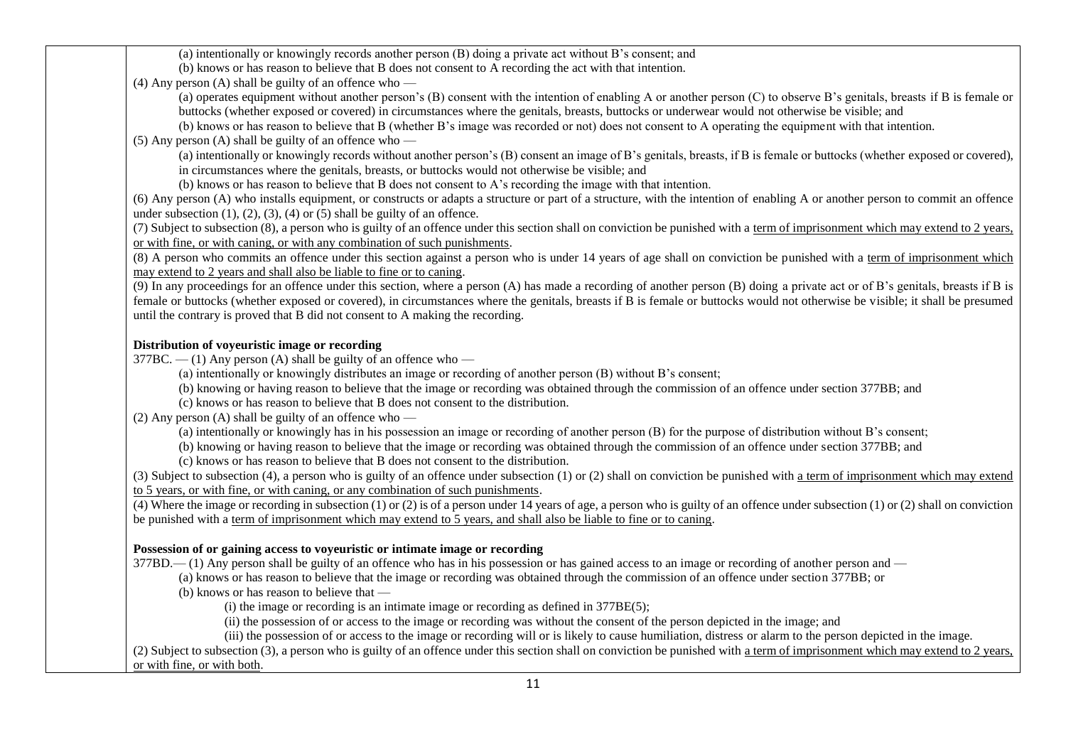(a) intentionally or knowingly records another person (B) doing a private act without B's consent; and

(b) knows or has reason to believe that B does not consent to A recording the act with that intention.

(4) Any person (A) shall be guilty of an offence who —

(a) operates equipment without another person's (B) consent with the intention of enabling A or another person (C) to observe B's genitals, breasts if B is female or buttocks (whether exposed or covered) in circumstances where the genitals, breasts, buttocks or underwear would not otherwise be visible; and

(b) knows or has reason to believe that B (whether B's image was recorded or not) does not consent to A operating the equipment with that intention.

(5) Any person (A) shall be guilty of an offence who —

(a) intentionally or knowingly records without another person's (B) consent an image of B's genitals, breasts, if B is female or buttocks (whether exposed or covered), in circumstances where the genitals, breasts, or buttocks would not otherwise be visible; and

(b) knows or has reason to believe that B does not consent to A's recording the image with that intention.

(6) Any person (A) who installs equipment, or constructs or adapts a structure or part of a structure, with the intention of enabling A or another person to commit an offence under subsection (1), (2), (3), (4) or (5) shall be guilty of an offence.

(7) Subject to subsection (8), a person who is guilty of an offence under this section shall on conviction be punished with a <u>term of imprisonment which may extend to 2 years, or with fine, or with caning, or with any combination of such punishments</u>.

(8) A person who commits an offence under this section against a person who is under 14 years of age shall on conviction be punished with a <u>term of imprisonment which may extend to 2 years and shall also be liable to fine or to caning</u>.

(9) In any proceedings for an offence under this section, where a person (A) has made a recording of another person (B) doing a private act or of B's genitals, breasts if B is female or buttocks (whether exposed or covered), in circumstances where the genitals, breasts if B is female or buttocks would not otherwise be visible; it shall be presumed until the contrary is proved that B did not consent to A making the recording.

**Distribution of voyeuristic image or recording**

377BC. — (1) Any person (A) shall be guilty of an offence who —

(a) intentionally or knowingly distributes an image or recording of another person (B) without B's consent;

(b) knowing or having reason to believe that the image or recording was obtained through the commission of an offence under section 377BB; and

(c) knows or has reason to believe that B does not consent to the distribution.

(2) Any person (A) shall be guilty of an offence who —

(a) intentionally or knowingly has in his possession an image or recording of another person (B) for the purpose of distribution without B's consent;

(b) knowing or having reason to believe that the image or recording was obtained through the commission of an offence under section 377BB; and

(c) knows or has reason to believe that B does not consent to the distribution.

(3) Subject to subsection (4), a person who is guilty of an offence under subsection (1) or (2) shall on conviction be punished with <u>a term of imprisonment which may extend to 5 years, or with fine, or with caning, or any combination of such punishments</u>.

(4) Where the image or recording in subsection (1) or (2) is of a person under 14 years of age, a person who is guilty of an offence under subsection (1) or (2) shall on conviction be punished with a <u>term of imprisonment which may extend to 5 years, and shall also be liable to fine or to caning</u>.

**Possession of or gaining access to voyeuristic or intimate image or recording**

377BD.— (1) Any person shall be guilty of an offence who has in his possession or has gained access to an image or recording of another person and —

(a) knows or has reason to believe that the image or recording was obtained through the commission of an offence under section 377BB; or

(b) knows or has reason to believe that —

(i) the image or recording is an intimate image or recording as defined in 377BE(5);

(ii) the possession of or access to the image or recording was without the consent of the person depicted in the image; and

(iii) the possession of or access to the image or recording will or is likely to cause humiliation, distress or alarm to the person depicted in the image.

(2) Subject to subsection (3), a person who is guilty of an offence under this section shall on conviction be punished with <u>a term of imprisonment which may extend to 2 years, or with fine, or with both</u>.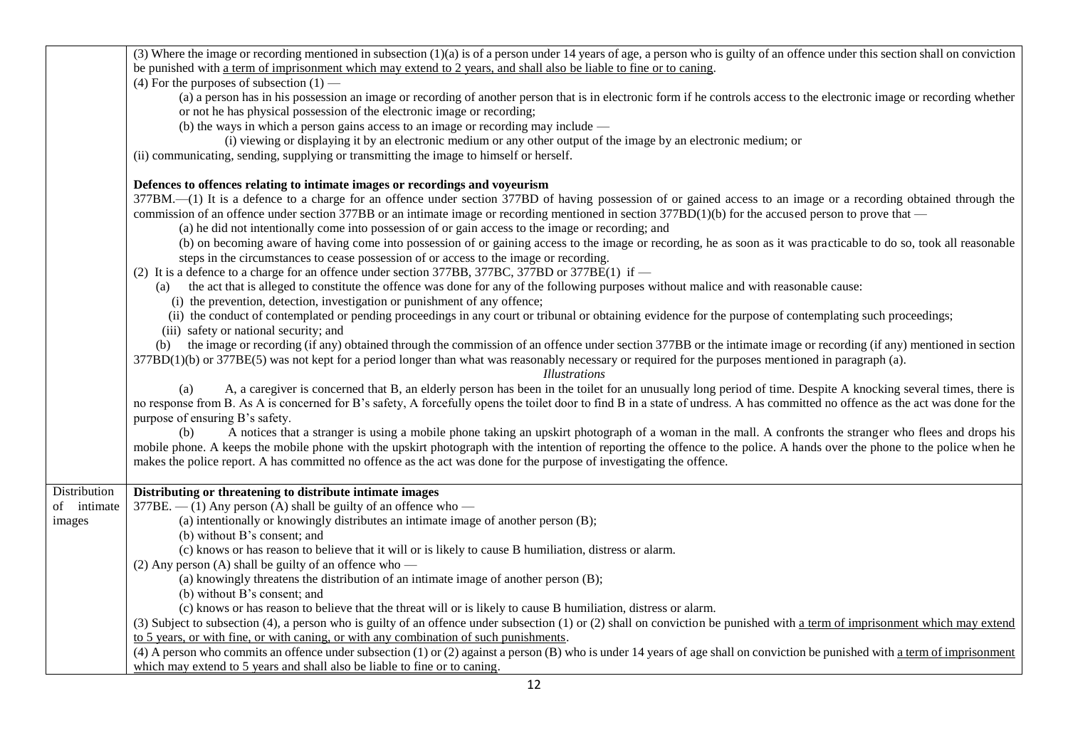| | |
|---|---|
| | (3) Where the image or recording mentioned in subsection (1)(a) is of a person under 14 years of age, a person who is guilty of an offence under this section shall on conviction be punished with a term of imprisonment which may extend to 2 years, and shall also be liable to fine or to caning.<br>(4) For the purposes of subsection (1) —<br>(a) a person has in his possession an image or recording of another person that is in electronic form if he controls access to the electronic image or recording whether or not he has physical possession of the electronic image or recording;<br>(b) the ways in which a person gains access to an image or recording may include —<br>(i) viewing or displaying it by an electronic medium or any other output of the image by an electronic medium; or<br>(ii) communicating, sending, supplying or transmitting the image to himself or herself.<br><br>**Defences to offences relating to intimate images or recordings and voyeurism**<br>377BM.—(1) It is a defence to a charge for an offence under section 377BD of having possession of or gained access to an image or a recording obtained through the commission of an offence under section 377BB or an intimate image or recording mentioned in section 377BD(1)(b) for the accused person to prove that —<br>(a) he did not intentionally come into possession of or gain access to the image or recording; and<br>(b) on becoming aware of having come into possession of or gaining access to the image or recording, he as soon as it was practicable to do so, took all reasonable steps in the circumstances to cease possession of or access to the image or recording.<br>(2) It is a defence to a charge for an offence under section 377BB, 377BC, 377BD or 377BE(1) if —<br>(a) the act that is alleged to constitute the offence was done for any of the following purposes without malice and with reasonable cause:<br>(i) the prevention, detection, investigation or punishment of any offence;<br>(ii) the conduct of contemplated or pending proceedings in any court or tribunal or obtaining evidence for the purpose of contemplating such proceedings;<br>(iii) safety or national security; and<br>(b) the image or recording (if any) obtained through the commission of an offence under section 377BB or the intimate image or recording (if any) mentioned in section 377BD(1)(b) or 377BE(5) was not kept for a period longer than what was reasonably necessary or required for the purposes mentioned in paragraph (a).<br>*Illustrations*<br>(a) A, a caregiver is concerned that B, an elderly person has been in the toilet for an unusually long period of time. Despite A knocking several times, there is no response from B. As A is concerned for B's safety, A forcefully opens the toilet door to find B in a state of undress. A has committed no offence as the act was done for the purpose of ensuring B's safety.<br>(b) A notices that a stranger is using a mobile phone taking an upskirt photograph of a woman in the mall. A confronts the stranger who flees and drops his mobile phone. A keeps the mobile phone with the upskirt photograph with the intention of reporting the offence to the police. A hands over the phone to the police when he makes the police report. A has committed no offence as the act was done for the purpose of investigating the offence. |
| Distribution of intimate images | **Distributing or threatening to distribute intimate images**<br>377BE. — (1) Any person (A) shall be guilty of an offence who —<br>(a) intentionally or knowingly distributes an intimate image of another person (B);<br>(b) without B's consent; and<br>(c) knows or has reason to believe that it will or is likely to cause B humiliation, distress or alarm.<br>(2) Any person (A) shall be guilty of an offence who —<br>(a) knowingly threatens the distribution of an intimate image of another person (B);<br>(b) without B's consent; and<br>(c) knows or has reason to believe that the threat will or is likely to cause B humiliation, distress or alarm.<br>(3) Subject to subsection (4), a person who is guilty of an offence under subsection (1) or (2) shall on conviction be punished with a term of imprisonment which may extend to 5 years, or with fine, or with caning, or with any combination of such punishments.<br>(4) A person who commits an offence under subsection (1) or (2) against a person (B) who is under 14 years of age shall on conviction be punished with a term of imprisonment which may extend to 5 years and shall also be liable to fine or to caning. |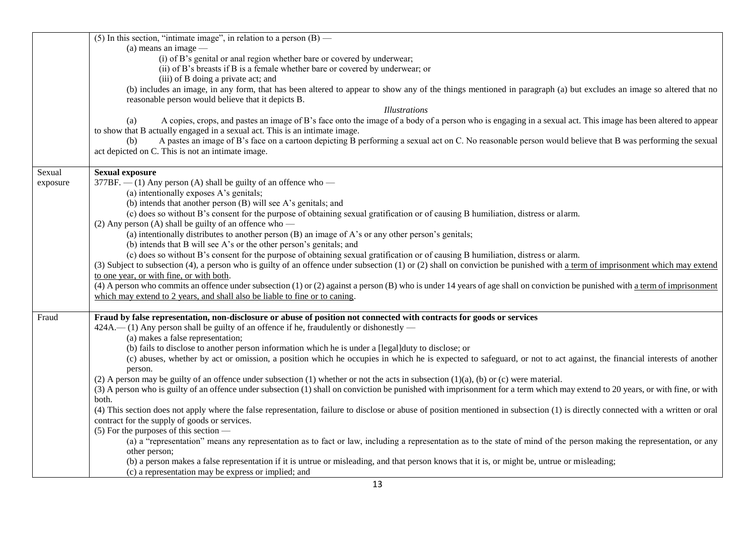| | |
|---|---|
| | (5) In this section, "intimate image", in relation to a person (B) —<br>(a) means an image —<br>(i) of B's genital or anal region whether bare or covered by underwear;<br>(ii) of B's breasts if B is a female whether bare or covered by underwear; or<br>(iii) of B doing a private act; and<br>(b) includes an image, in any form, that has been altered to appear to show any of the things mentioned in paragraph (a) but excludes an image so altered that no reasonable person would believe that it depicts B.<br>*Illustrations*<br>(a) A copies, crops, and pastes an image of B's face onto the image of a body of a person who is engaging in a sexual act. This image has been altered to appear to show that B actually engaged in a sexual act. This is an intimate image.<br>(b) A pastes an image of B's face on a cartoon depicting B performing a sexual act on C. No reasonable person would believe that B was performing the sexual act depicted on C. This is not an intimate image. |
| Sexual exposure | **Sexual exposure**<br>377BF. — (1) Any person (A) shall be guilty of an offence who —<br>(a) intentionally exposes A's genitals;<br>(b) intends that another person (B) will see A's genitals; and<br>(c) does so without B's consent for the purpose of obtaining sexual gratification or of causing B humiliation, distress or alarm.<br>(2) Any person (A) shall be guilty of an offence who —<br>(a) intentionally distributes to another person (B) an image of A's or any other person's genitals;<br>(b) intends that B will see A's or the other person's genitals; and<br>(c) does so without B's consent for the purpose of obtaining sexual gratification or of causing B humiliation, distress or alarm.<br>(3) Subject to subsection (4), a person who is guilty of an offence under subsection (1) or (2) shall on conviction be punished with <u>a term of imprisonment which may extend to one year, or with fine, or with both</u>.<br>(4) A person who commits an offence under subsection (1) or (2) against a person (B) who is under 14 years of age shall on conviction be punished with <u>a term of imprisonment which may extend to 2 years, and shall also be liable to fine or to caning</u>. |
| Fraud | **Fraud by false representation, non-disclosure or abuse of position not connected with contracts for goods or services**<br>424A.— (1) Any person shall be guilty of an offence if he, fraudulently or dishonestly —<br>(a) makes a false representation;<br>(b) fails to disclose to another person information which he is under a [legal]duty to disclose; or<br>(c) abuses, whether by act or omission, a position which he occupies in which he is expected to safeguard, or not to act against, the financial interests of another person.<br>(2) A person may be guilty of an offence under subsection (1) whether or not the acts in subsection (1)(a), (b) or (c) were material.<br>(3) A person who is guilty of an offence under subsection (1) shall on conviction be punished with imprisonment for a term which may extend to 20 years, or with fine, or with both.<br>(4) This section does not apply where the false representation, failure to disclose or abuse of position mentioned in subsection (1) is directly connected with a written or oral contract for the supply of goods or services.<br>(5) For the purposes of this section —<br>(a) a "representation" means any representation as to fact or law, including a representation as to the state of mind of the person making the representation, or any other person;<br>(b) a person makes a false representation if it is untrue or misleading, and that person knows that it is, or might be, untrue or misleading;<br>(c) a representation may be express or implied; and |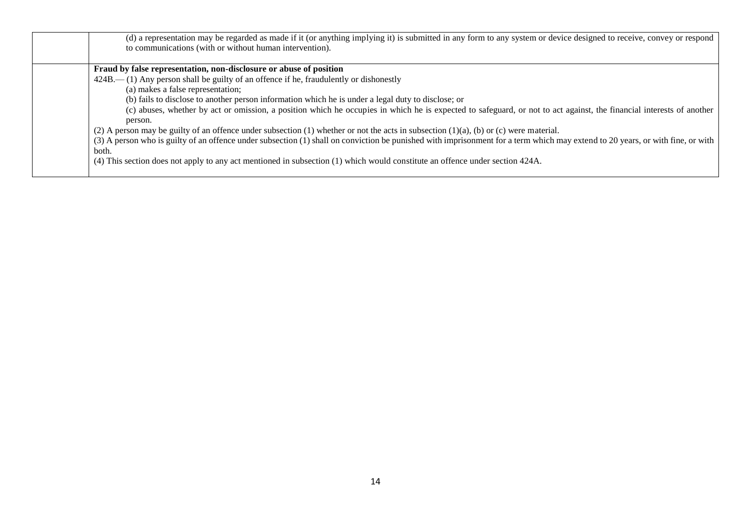| | |
|---|---|
| | (d) a representation may be regarded as made if it (or anything implying it) is submitted in any form to any system or device designed to receive, convey or respond to communications (with or without human intervention). |
| | **Fraud by false representation, non-disclosure or abuse of position**<br>424B.— (1) Any person shall be guilty of an offence if he, fraudulently or dishonestly<br>(a) makes a false representation;<br>(b) fails to disclose to another person information which he is under a legal duty to disclose; or<br>(c) abuses, whether by act or omission, a position which he occupies in which he is expected to safeguard, or not to act against, the financial interests of another person.<br>(2) A person may be guilty of an offence under subsection (1) whether or not the acts in subsection (1)(a), (b) or (c) were material.<br>(3) A person who is guilty of an offence under subsection (1) shall on conviction be punished with imprisonment for a term which may extend to 20 years, or with fine, or with both.<br>(4) This section does not apply to any act mentioned in subsection (1) which would constitute an offence under section 424A. |